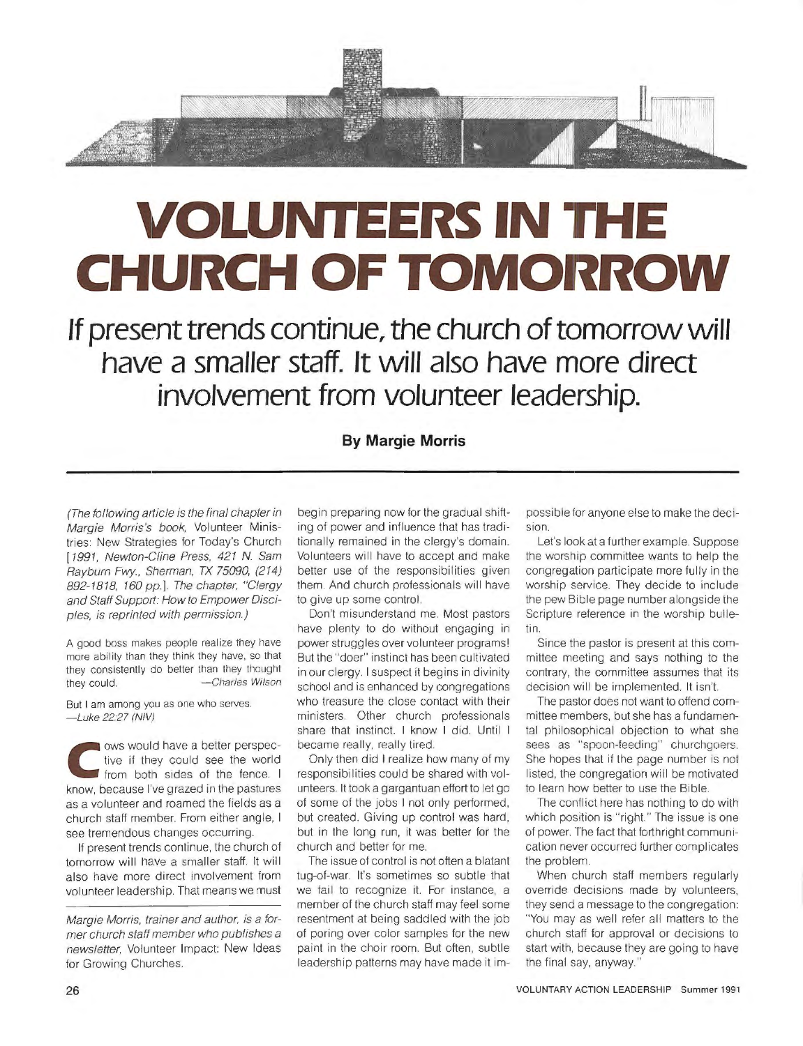# VOLUNTEERS IN THE CHURCH OF TOMORROW

## If present trends continue, the church of tomorrow will have a smaller staff. It will also have more direct involvement from volunteer leadership.

**By Margie Morris**

*(The following article is the final chapter in Margie Morris's book,* Volunteer Ministries: New Strategies for Today's Church *[1991, Newton-Cline Press, 421 N. Sam Rayburn Fwy., Sherman, TX 75090, (214) 892-1818, 160 pp.]. The chapter, "Clergy and Staff Support: How to Empower Disciples, is reprinted with permission.)*

A good boss makes people realize they have more ability than they think they have, so that they consistently do better than they thought they could. —*Charles Wilson*

But I am among you as one who serves.
—*Luke 22:27 (NIV)*

Cows would have a better perspective if they could see the world from both sides of the fence. I know, because I've grazed in the pastures as a volunteer and roamed the fields as a church staff member. From either angle, I see tremendous changes occurring.

If present trends continue, the church of tomorrow will have a smaller staff. It will also have more direct involvement from volunteer leadership. That means we must begin preparing now for the gradual shifting of power and influence that has traditionally remained in the clergy's domain. Volunteers will have to accept and make better use of the responsibilities given them. And church professionals will have to give up some control.

Don't misunderstand me. Most pastors have plenty to do without engaging in power struggles over volunteer programs! But the "doer" instinct has been cultivated in our clergy. I suspect it begins in divinity school and is enhanced by congregations who treasure the close contact with their ministers. Other church professionals share that instinct. I know I did. Until I became really, really tired.

Only then did I realize how many of my responsibilities could be shared with volunteers. It took a gargantuan effort to let go of some of the jobs I not only performed, but created. Giving up control was hard, but in the long run, it was better for the church and better for me.

The issue of control is not often a blatant tug-of-war. It's sometimes so subtle that we fail to recognize it. For instance, a member of the church staff may feel some resentment at being saddled with the job of poring over color samples for the new paint in the choir room. But often, subtle leadership patterns may have made it impossible for anyone else to make the decision.

Let's look at a further example. Suppose the worship committee wants to help the congregation participate more fully in the worship service. They decide to include the pew Bible page number alongside the Scripture reference in the worship bulletin.

Since the pastor is present at this committee meeting and says nothing to the contrary, the committee assumes that its decision will be implemented. It isn't.

The pastor does not want to offend committee members, but she has a fundamental philosophical objection to what she sees as "spoon-feeding" churchgoers. She hopes that if the page number is not listed, the congregation will be motivated to learn how better to use the Bible.

The conflict here has nothing to do with which position is "right." The issue is one of power. The fact that forthright communication never occurred further complicates the problem.

When church staff members regularly override decisions made by volunteers, they send a message to the congregation: "You may as well refer all matters to the church staff for approval or decisions to start with, because they are going to have the final say, anyway."

*Margie Morris, trainer and author, is a former church staff member who publishes a newsletter,* Volunteer Impact: New Ideas for Growing Churches.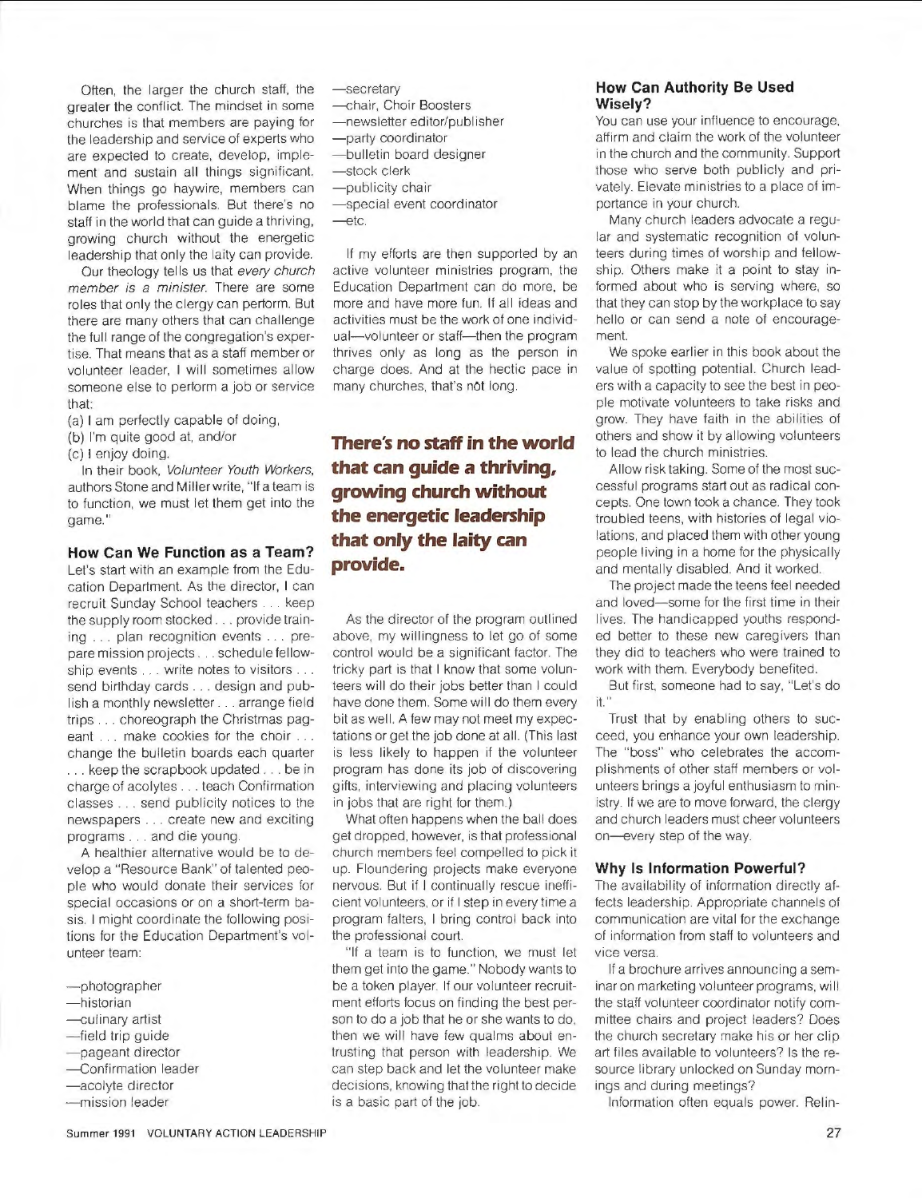Often, the larger the church staff, the greater the conflict. The mindset in some churches is that members are paying for the leadership and service of experts who are expected to create, develop, implement and sustain all things significant. When things go haywire, members can blame the professionals. But there's no staff in the world that can guide a thriving, growing church without the energetic leadership that only the laity can provide.

Our theology tells us that *every church member is a minister.* There are some roles that only the clergy can perform. But there are many others that can challenge the full range of the congregation's expertise. That means that as a staff member or volunteer leader, I will sometimes allow someone else to perform a job or service that:

(a) I am perfectly capable of doing,
(b) I'm quite good at, and/or
(c) I enjoy doing.

In their book, *Volunteer Youth Workers,* authors Stone and Miller write, "If a team is to function, we must let them get into the game."

### How Can We Function as a Team?

Let's start with an example from the Education Department. As the director, I can recruit Sunday School teachers . . . keep the supply room stocked . . . provide training . . . plan recognition events . . . prepare mission projects . . . schedule fellowship events . . . write notes to visitors . . . send birthday cards . . . design and publish a monthly newsletter . . . arrange field trips . . . choreograph the Christmas pageant . . . make cookies for the choir . . . change the bulletin boards each quarter . . . keep the scrapbook updated . . . be in charge of acolytes . . . teach Confirmation classes . . . send publicity notices to the newspapers . . . create new and exciting programs . . . and die young.

A healthier alternative would be to develop a "Resource Bank" of talented people who would donate their services for special occasions or on a short-term basis. I might coordinate the following positions for the Education Department's volunteer team:

—photographer
—historian
—culinary artist
—field trip guide
—pageant director
—Confirmation leader
—acolyte director
—mission leader
—secretary
—chair, Choir Boosters
—newsletter editor/publisher
—party coordinator
—bulletin board designer
—stock clerk
—publicity chair
—special event coordinator
—etc.

If my efforts are then supported by an active volunteer ministries program, the Education Department can do more, be more and have more fun. If all ideas and activities must be the work of one individual—volunteer or staff—then the program thrives only as long as the person in charge does. And at the hectic pace in many churches, that's not long.

**There's no staff in the world that can guide a thriving, growing church without the energetic leadership that only the laity can provide.**

As the director of the program outlined above, my willingness to let go of some control would be a significant factor. The tricky part is that I know that some volunteers will do their jobs better than I could have done them. Some will do them every bit as well. A few may not meet my expectations or get the job done at all. (This last is less likely to happen if the volunteer program has done its job of discovering gifts, interviewing and placing volunteers in jobs that are right for them.)

What often happens when the ball does get dropped, however, is that professional church members feel compelled to pick it up. Floundering projects make everyone nervous. But if I continually rescue inefficient volunteers, or if I step in every time a program falters, I bring control back into the professional court.

"If a team is to function, we must let them get into the game." Nobody wants to be a token player. If our volunteer recruitment efforts focus on finding the best person to do a job that he or she wants to do, then we will have few qualms about entrusting that person with leadership. We can step back and let the volunteer make decisions, knowing that the right to decide is a basic part of the job.

### How Can Authority Be Used Wisely?

You can use your influence to encourage, affirm and claim the work of the volunteer in the church and the community. Support those who serve both publicly and privately. Elevate ministries to a place of importance in your church.

Many church leaders advocate a regular and systematic recognition of volunteers during times of worship and fellowship. Others make it a point to stay informed about who is serving where, so that they can stop by the workplace to say hello or can send a note of encouragement.

We spoke earlier in this book about the value of spotting potential. Church leaders with a capacity to see the best in people motivate volunteers to take risks and grow. They have faith in the abilities of others and show it by allowing volunteers to lead the church ministries.

Allow risk taking. Some of the most successful programs start out as radical concepts. One town took a chance. They took troubled teens, with histories of legal violations, and placed them with other young people living in a home for the physically and mentally disabled. And it worked.

The project made the teens feel needed and loved—some for the first time in their lives. The handicapped youths responded better to these new caregivers than they did to teachers who were trained to work with them. Everybody benefited.

But first, someone had to say, "Let's do it."

Trust that by enabling others to succeed, you enhance your own leadership. The "boss" who celebrates the accomplishments of other staff members or volunteers brings a joyful enthusiasm to ministry. If we are to move forward, the clergy and church leaders must cheer volunteers on—every step of the way.

### Why Is Information Powerful?

The availability of information directly affects leadership. Appropriate channels of communication are vital for the exchange of information from staff to volunteers and vice versa.

If a brochure arrives announcing a seminar on marketing volunteer programs, will the staff volunteer coordinator notify committee chairs and project leaders? Does the church secretary make his or her clip art files available to volunteers? Is the resource library unlocked on Sunday mornings and during meetings?

Information often equals power. Relin-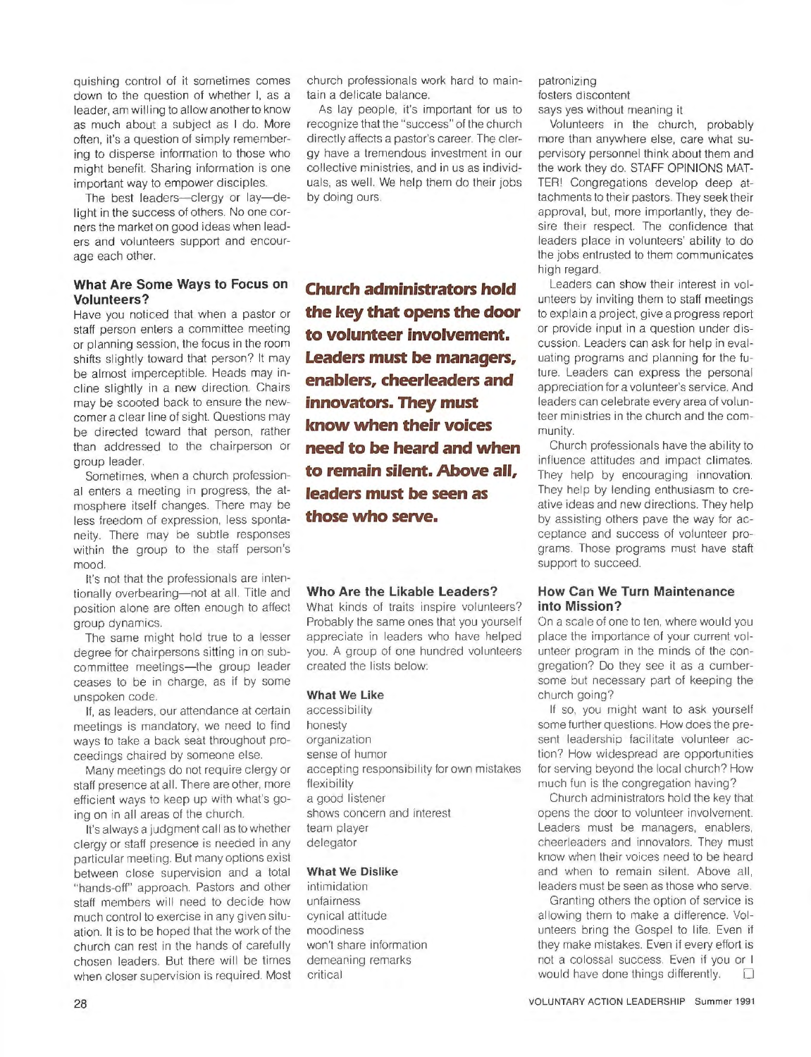quishing control of it sometimes comes down to the question of whether I, as a leader, am willing to allow another to know as much about a subject as I do. More often, it's a question of simply remembering to disperse information to those who might benefit. Sharing information is one important way to empower disciples.

The best leaders—clergy or lay—delight in the success of others. No one corners the market on good ideas when leaders and volunteers support and encourage each other.

### What Are Some Ways to Focus on Volunteers?

Have you noticed that when a pastor or staff person enters a committee meeting or planning session, the focus in the room shifts slightly toward that person? It may be almost imperceptible. Heads may incline slightly in a new direction. Chairs may be scooted back to ensure the newcomer a clear line of sight. Questions may be directed toward that person, rather than addressed to the chairperson or group leader.

Sometimes, when a church professional enters a meeting in progress, the atmosphere itself changes. There may be less freedom of expression, less spontaneity. There may be subtle responses within the group to the staff person's mood.

It's not that the professionals are intentionally overbearing—not at all. Title and position alone are often enough to affect group dynamics.

The same might hold true to a lesser degree for chairpersons sitting in on subcommittee meetings—the group leader ceases to be in charge, as if by some unspoken code.

If, as leaders, our attendance at certain meetings is mandatory, we need to find ways to take a back seat throughout proceedings chaired by someone else.

Many meetings do not require clergy or staff presence at all. There are other, more efficient ways to keep up with what's going on in all areas of the church.

It's always a judgment call as to whether clergy or staff presence is needed in any particular meeting. But many options exist between close supervision and a total "hands-off" approach. Pastors and other staff members will need to decide how much control to exercise in any given situation. It is to be hoped that the work of the church can rest in the hands of carefully chosen leaders. But there will be times when closer supervision is required. Most church professionals work hard to maintain a delicate balance.

As lay people, it's important for us to recognize that the "success" of the church directly affects a pastor's career. The clergy have a tremendous investment in our collective ministries, and in us as individuals, as well. We help them do their jobs by doing ours.

**Church administrators hold the key that opens the door to volunteer involvement. Leaders must be managers, enablers, cheerleaders and innovators. They must know when their voices need to be heard and when to remain silent. Above all, leaders must be seen as those who serve.**

### Who Are the Likable Leaders?

What kinds of traits inspire volunteers? Probably the same ones that you yourself appreciate in leaders who have helped you. A group of one hundred volunteers created the lists below:

#### What We Like

accessibility
honesty
organization
sense of humor
accepting responsibility for own mistakes
flexibility
a good listener
shows concern and interest
team player
delegator

#### What We Dislike

intimidation
unfairness
cynical attitude
moodiness
won't share information
demeaning remarks
critical
patronizing
fosters discontent
says yes without meaning it

Volunteers in the church, probably more than anywhere else, care what supervisory personnel think about them and the work they do. STAFF OPINIONS MATTER! Congregations develop deep attachments to their pastors. They seek their approval, but, more importantly, they desire their respect. The confidence that leaders place in volunteers' ability to do the jobs entrusted to them communicates high regard.

Leaders can show their interest in volunteers by inviting them to staff meetings to explain a project, give a progress report or provide input in a question under discussion. Leaders can ask for help in evaluating programs and planning for the future. Leaders can express the personal appreciation for a volunteer's service. And leaders can celebrate every area of volunteer ministries in the church and the community.

Church professionals have the ability to influence attitudes and impact climates. They help by encouraging innovation. They help by lending enthusiasm to creative ideas and new directions. They help by assisting others pave the way for acceptance and success of volunteer programs. Those programs must have staff support to succeed.

### How Can We Turn Maintenance into Mission?

On a scale of one to ten, where would you place the importance of your current volunteer program in the minds of the congregation? Do they see it as a cumbersome but necessary part of keeping the church going?

If so, you might want to ask yourself some further questions. How does the present leadership facilitate volunteer action? How widespread are opportunities for serving beyond the local church? How much fun is the congregation having?

Church administrators hold the key that opens the door to volunteer involvement. Leaders must be managers, enablers, cheerleaders and innovators. They must know when their voices need to be heard and when to remain silent. Above all, leaders must be seen as those who serve.

Granting others the option of service is allowing them to make a difference. Volunteers bring the Gospel to life. Even if they make mistakes. Even if every effort is not a colossal success. Even if you or I would have done things differently. ☐